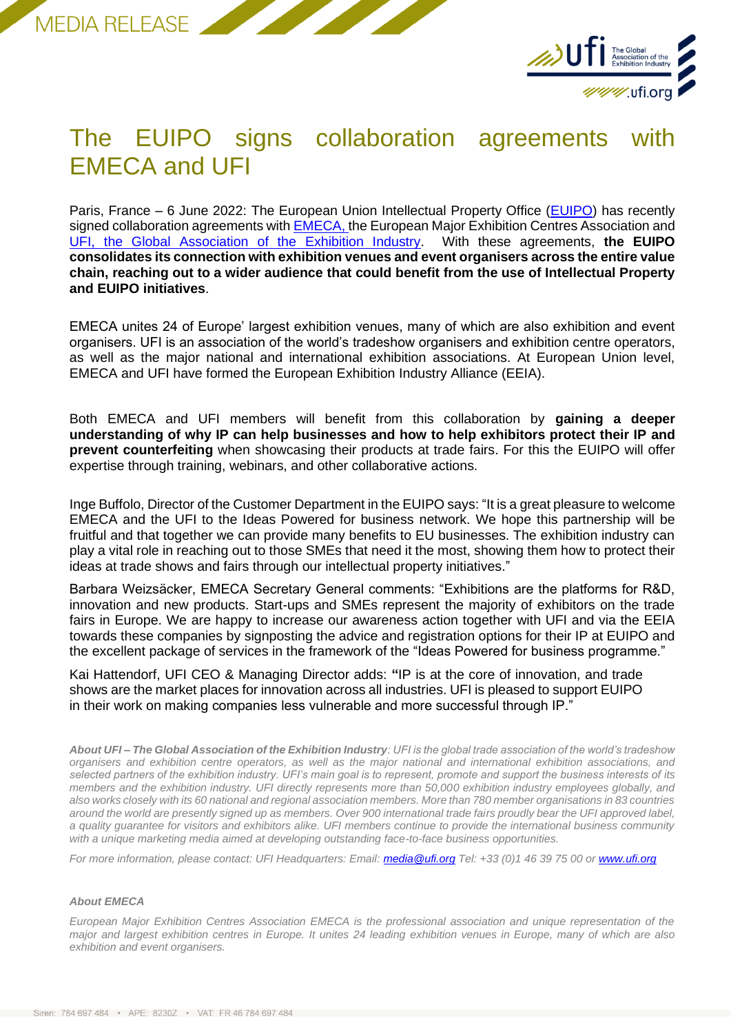MEDIA RELEASE

# The EUIPO signs collaboration agreements with EMECA and UFI

Paris, France – 6 June 2022: The European Union Intellectual Property Office (EUIPO) has recently signed collaboration agreements with EMECA, the European Major Exhibition Centres Association and UFI, the Global Association of the Exhibition Industry. With these agreements, **the EUIPO consolidates its connection with exhibition venues and event organisers across the entire value chain, reaching out to a wider audience that could benefit from the use of Intellectual Property and EUIPO initiatives**.

EMECA unites 24 of Europe' largest exhibition venues, many of which are also exhibition and event organisers. UFI is an association of the world's tradeshow organisers and exhibition centre operators, as well as the major national and international exhibition associations. At European Union level, EMECA and UFI have formed the European Exhibition Industry Alliance (EEIA).

Both EMECA and UFI members will benefit from this collaboration by **gaining a deeper understanding of why IP can help businesses and how to help exhibitors protect their IP and prevent counterfeiting** when showcasing their products at trade fairs. For this the EUIPO will offer expertise through training, webinars, and other collaborative actions.

Inge Buffolo, Director of the Customer Department in the EUIPO says: "It is a great pleasure to welcome EMECA and the UFI to the Ideas Powered for business network. We hope this partnership will be fruitful and that together we can provide many benefits to EU businesses. The exhibition industry can play a vital role in reaching out to those SMEs that need it the most, showing them how to protect their ideas at trade shows and fairs through our intellectual property initiatives."

Barbara Weizsäcker, EMECA Secretary General comments: "Exhibitions are the platforms for R&D, innovation and new products. Start-ups and SMEs represent the majority of exhibitors on the trade fairs in Europe. We are happy to increase our awareness action together with UFI and via the EEIA towards these companies by signposting the advice and registration options for their IP at EUIPO and the excellent package of services in the framework of the "Ideas Powered for business programme."

Kai Hattendorf, UFI CEO & Managing Director adds: **"**IP is at the core of innovation, and trade shows are the market places for innovation across all industries. UFI is pleased to support EUIPO in their work on making companies less vulnerable and more successful through IP."

***About UFI – The Global Association of the Exhibition Industry****: UFI is the global trade association of the world's tradeshow organisers and exhibition centre operators, as well as the major national and international exhibition associations, and selected partners of the exhibition industry. UFI's main goal is to represent, promote and support the business interests of its members and the exhibition industry. UFI directly represents more than 50,000 exhibition industry employees globally, and also works closely with its 60 national and regional association members. More than 780 member organisations in 83 countries around the world are presently signed up as members. Over 900 international trade fairs proudly bear the UFI approved label, a quality guarantee for visitors and exhibitors alike. UFI members continue to provide the international business community with a unique marketing media aimed at developing outstanding face-to-face business opportunities.*

*For more information, please contact: UFI Headquarters: Email: media@ufi.org Tel: +33 (0)1 46 39 75 00 or www.ufi.org*

***About EMECA***

*European Major Exhibition Centres Association EMECA is the professional association and unique representation of the major and largest exhibition centres in Europe. It unites 24 leading exhibition venues in Europe, many of which are also exhibition and event organisers.*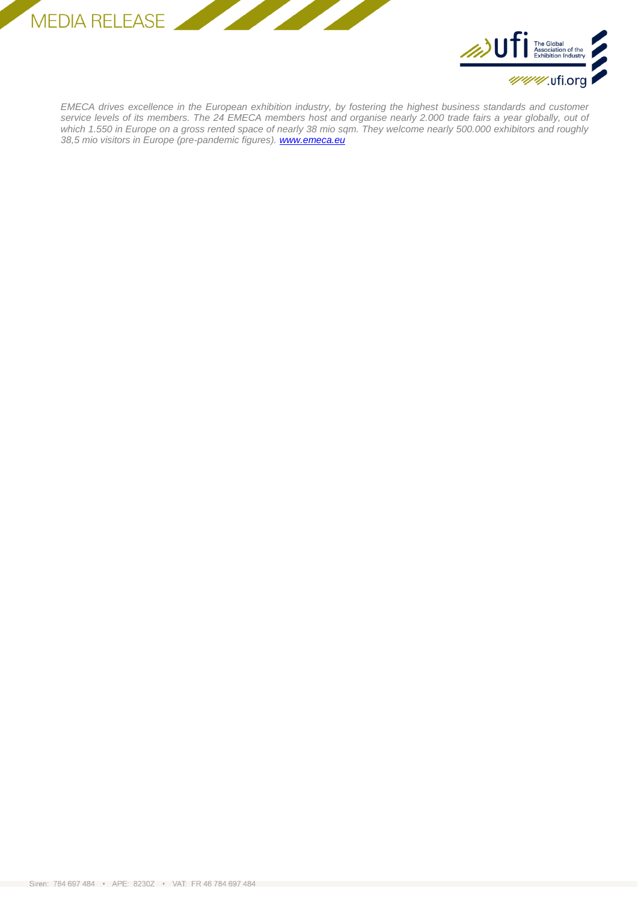*EMECA drives excellence in the European exhibition industry, by fostering the highest business standards and customer service levels of its members. The 24 EMECA members host and organise nearly 2.000 trade fairs a year globally, out of which 1.550 in Europe on a gross rented space of nearly 38 mio sqm. They welcome nearly 500.000 exhibitors and roughly 38,5 mio visitors in Europe (pre-pandemic figures). [www.emeca.eu](http://www.emeca.eu)*